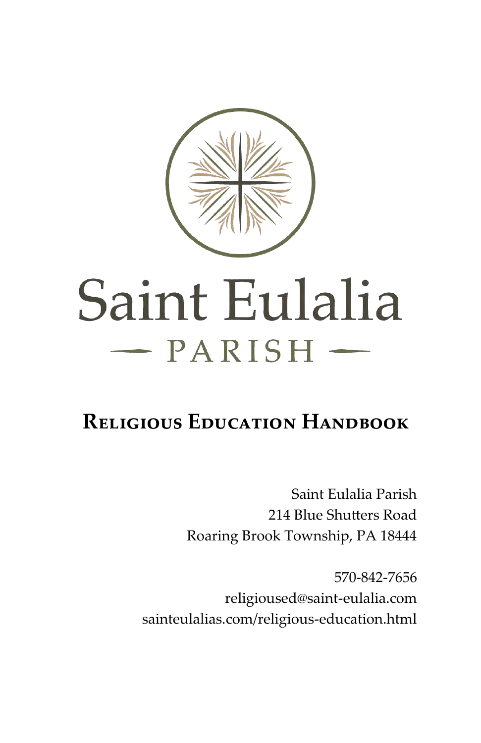# Saint Eulalia

## — PARISH —

## Religious Education Handbook

Saint Eulalia Parish
214 Blue Shutters Road
Roaring Brook Township, PA 18444

570-842-7656
religioused@saint-eulalia.com
sainteulalias.com/religious-education.html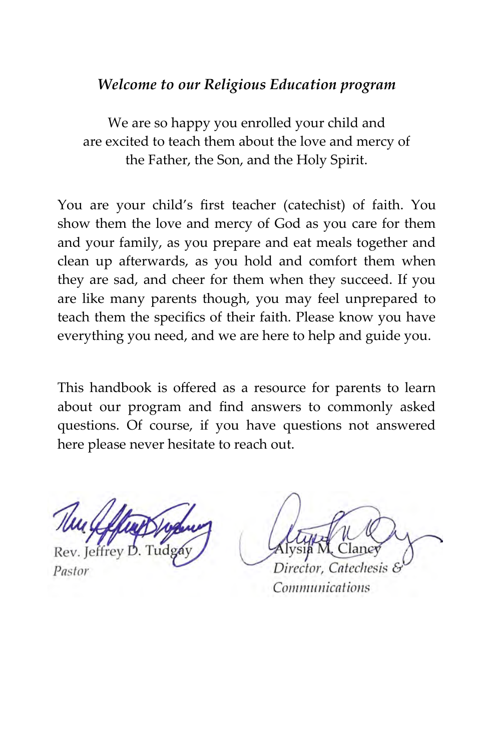*Welcome to our Religious Education program*

We are so happy you enrolled your child and
are excited to teach them about the love and mercy of
the Father, the Son, and the Holy Spirit.

You are your child's first teacher (catechist) of faith. You show them the love and mercy of God as you care for them and your family, as you prepare and eat meals together and clean up afterwards, as you hold and comfort them when they are sad, and cheer for them when they succeed. If you are like many parents though, you may feel unprepared to teach them the specifics of their faith. Please know you have everything you need, and we are here to help and guide you.

This handbook is offered as a resource for parents to learn about our program and find answers to commonly asked questions. Of course, if you have questions not answered here please never hesitate to reach out.

Rev. Jeffrey D. Tudgay
*Pastor*

Alysia M. Clancey
*Director, Catechesis & Communications*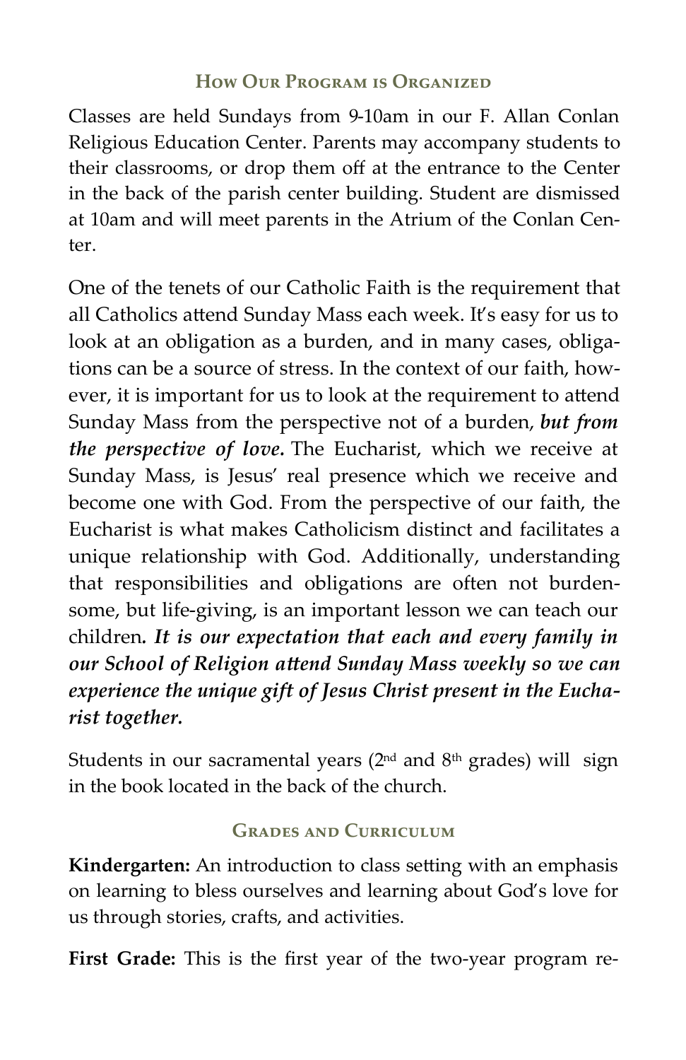## How Our Program is Organized

Classes are held Sundays from 9-10am in our F. Allan Conlan Religious Education Center. Parents may accompany students to their classrooms, or drop them off at the entrance to the Center in the back of the parish center building. Student are dismissed at 10am and will meet parents in the Atrium of the Conlan Center.

One of the tenets of our Catholic Faith is the requirement that all Catholics attend Sunday Mass each week. It's easy for us to look at an obligation as a burden, and in many cases, obligations can be a source of stress. In the context of our faith, however, it is important for us to look at the requirement to attend Sunday Mass from the perspective not of a burden, ***but from the perspective of love.*** The Eucharist, which we receive at Sunday Mass, is Jesus' real presence which we receive and become one with God. From the perspective of our faith, the Eucharist is what makes Catholicism distinct and facilitates a unique relationship with God. Additionally, understanding that responsibilities and obligations are often not burdensome, but life-giving, is an important lesson we can teach our children***. It is our expectation that each and every family in our School of Religion attend Sunday Mass weekly so we can experience the unique gift of Jesus Christ present in the Eucharist together.***

Students in our sacramental years (2nd and 8th grades) will sign in the book located in the back of the church.

## Grades and Curriculum

**Kindergarten:** An introduction to class setting with an emphasis on learning to bless ourselves and learning about God's love for us through stories, crafts, and activities.

**First Grade:** This is the first year of the two-year program re-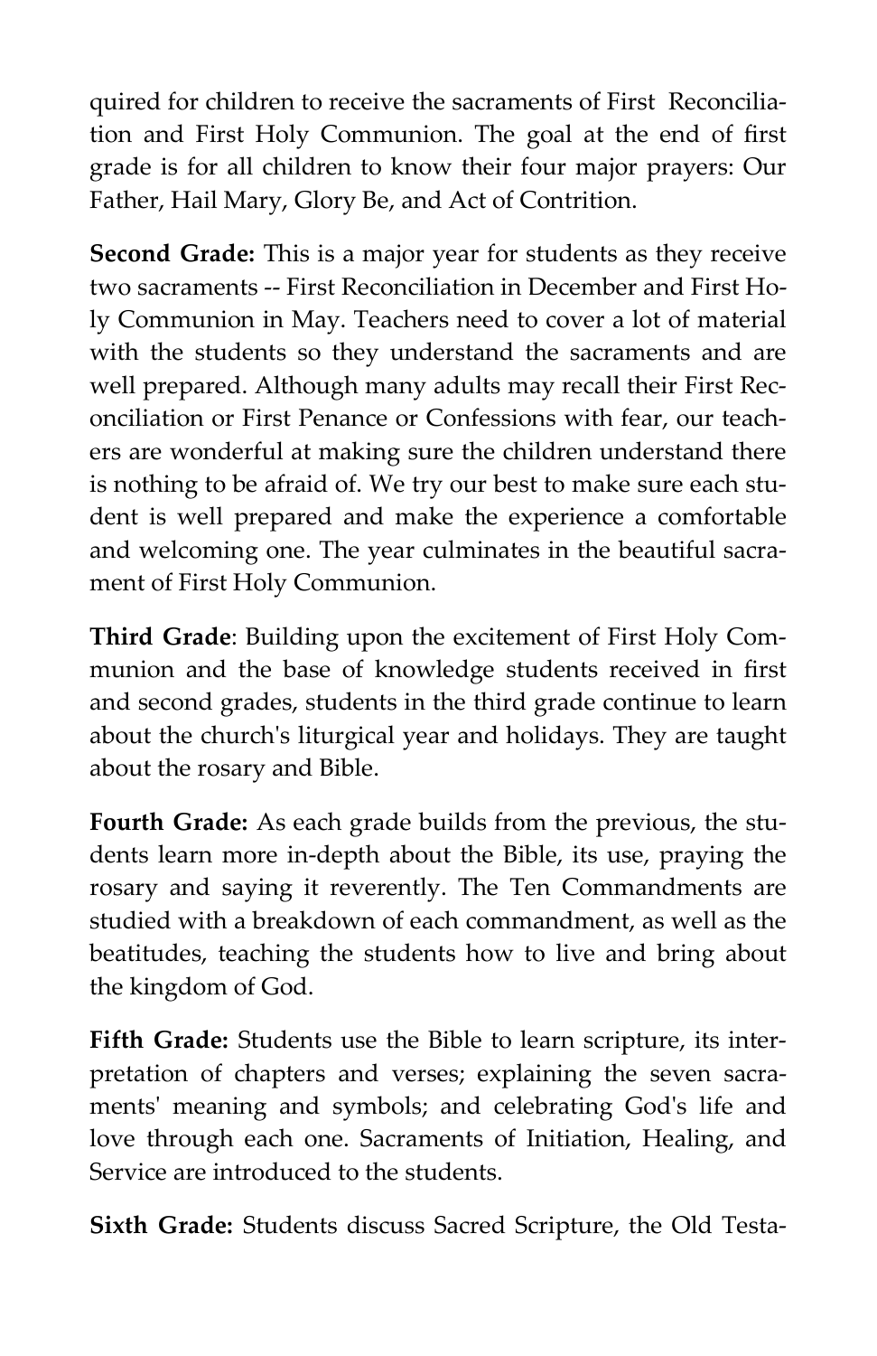quired for children to receive the sacraments of First Reconciliation and First Holy Communion. The goal at the end of first grade is for all children to know their four major prayers: Our Father, Hail Mary, Glory Be, and Act of Contrition.

**Second Grade:** This is a major year for students as they receive two sacraments -- First Reconciliation in December and First Holy Communion in May. Teachers need to cover a lot of material with the students so they understand the sacraments and are well prepared. Although many adults may recall their First Reconciliation or First Penance or Confessions with fear, our teachers are wonderful at making sure the children understand there is nothing to be afraid of. We try our best to make sure each student is well prepared and make the experience a comfortable and welcoming one. The year culminates in the beautiful sacrament of First Holy Communion.

**Third Grade**: Building upon the excitement of First Holy Communion and the base of knowledge students received in first and second grades, students in the third grade continue to learn about the church's liturgical year and holidays. They are taught about the rosary and Bible.

**Fourth Grade:** As each grade builds from the previous, the students learn more in-depth about the Bible, its use, praying the rosary and saying it reverently. The Ten Commandments are studied with a breakdown of each commandment, as well as the beatitudes, teaching the students how to live and bring about the kingdom of God.

**Fifth Grade:** Students use the Bible to learn scripture, its interpretation of chapters and verses; explaining the seven sacraments' meaning and symbols; and celebrating God's life and love through each one. Sacraments of Initiation, Healing, and Service are introduced to the students.

**Sixth Grade:** Students discuss Sacred Scripture, the Old Testa-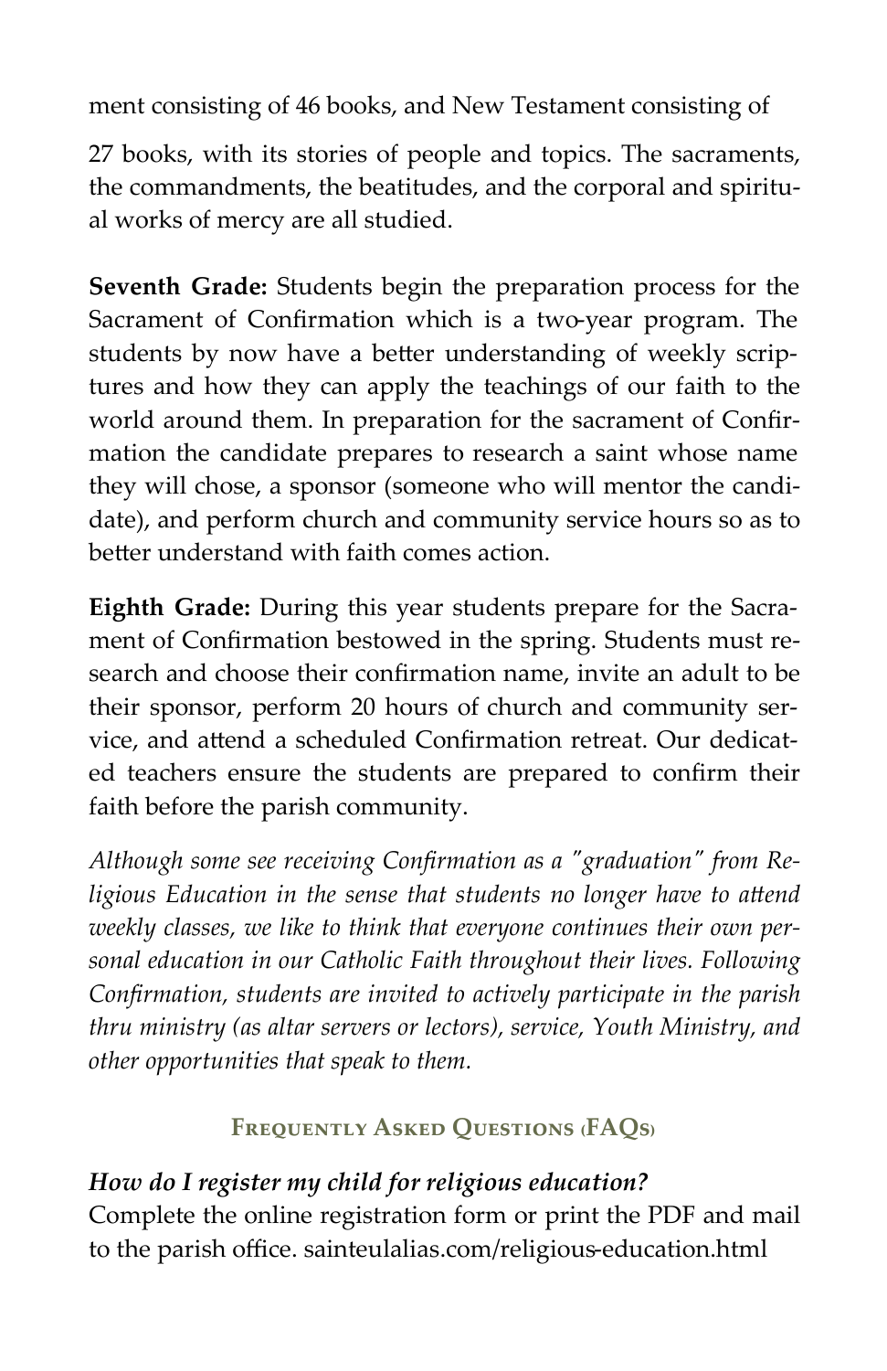ment consisting of 46 books, and New Testament consisting of

27 books, with its stories of people and topics. The sacraments, the commandments, the beatitudes, and the corporal and spiritual works of mercy are all studied.

**Seventh Grade:** Students begin the preparation process for the Sacrament of Confirmation which is a two-year program. The students by now have a better understanding of weekly scriptures and how they can apply the teachings of our faith to the world around them. In preparation for the sacrament of Confirmation the candidate prepares to research a saint whose name they will chose, a sponsor (someone who will mentor the candidate), and perform church and community service hours so as to better understand with faith comes action.

**Eighth Grade:** During this year students prepare for the Sacrament of Confirmation bestowed in the spring. Students must research and choose their confirmation name, invite an adult to be their sponsor, perform 20 hours of church and community service, and attend a scheduled Confirmation retreat. Our dedicated teachers ensure the students are prepared to confirm their faith before the parish community.

*Although some see receiving Confirmation as a "graduation" from Religious Education in the sense that students no longer have to attend weekly classes, we like to think that everyone continues their own personal education in our Catholic Faith throughout their lives. Following Confirmation, students are invited to actively participate in the parish thru ministry (as altar servers or lectors), service, Youth Ministry, and other opportunities that speak to them.*

## Frequently Asked Questions (FAQs)

***How do I register my child for religious education?***
Complete the online registration form or print the PDF and mail to the parish office. sainteulalias.com/religious-education.html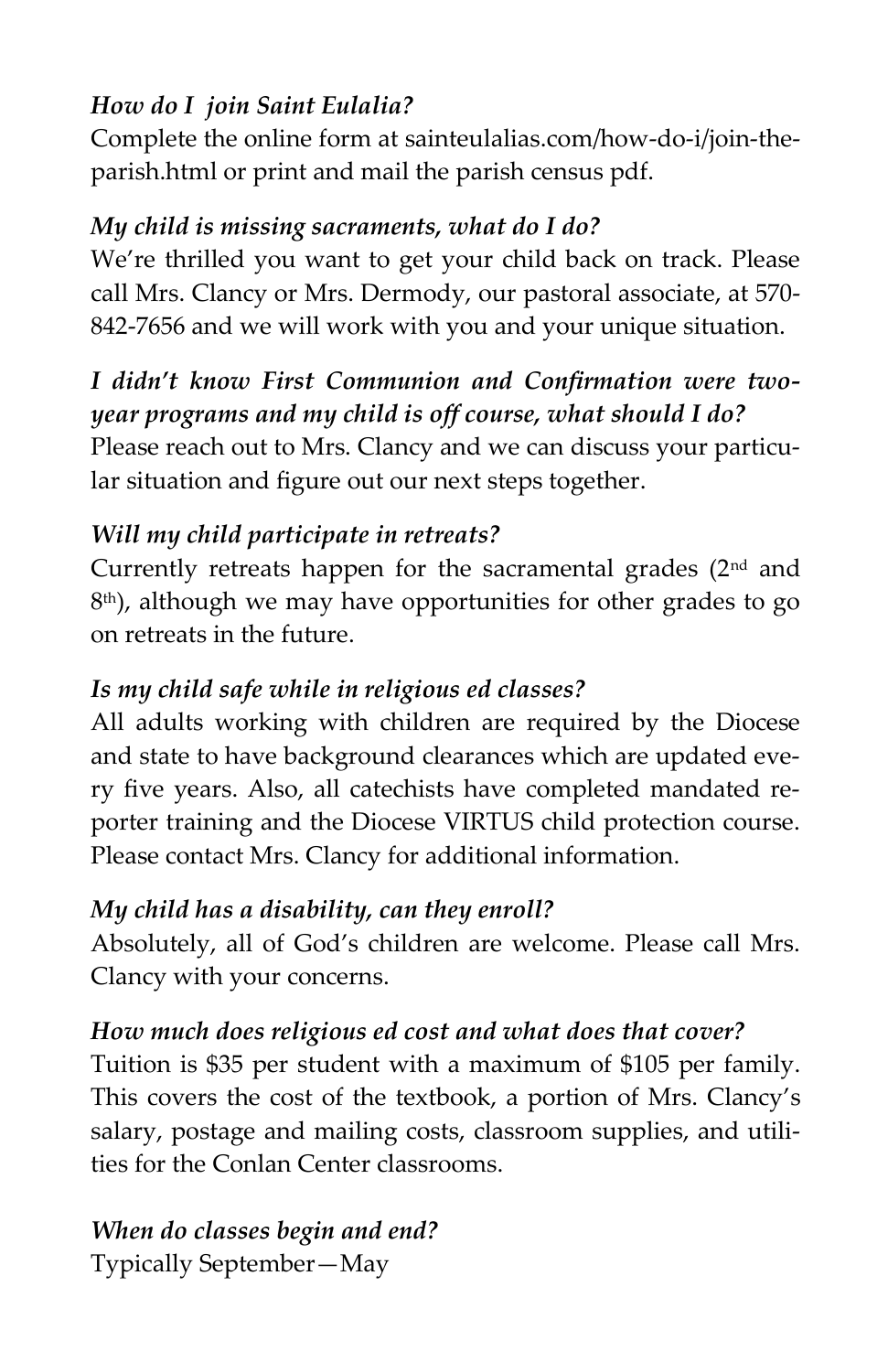*How do I join Saint Eulalia?*

Complete the online form at sainteulalias.com/how-do-i/join-the-parish.html or print and mail the parish census pdf.

*My child is missing sacraments, what do I do?*

We're thrilled you want to get your child back on track. Please call Mrs. Clancy or Mrs. Dermody, our pastoral associate, at 570-842-7656 and we will work with you and your unique situation.

***I didn't know First Communion and Confirmation were two-year programs and my child is off course, what should I do?***

Please reach out to Mrs. Clancy and we can discuss your particular situation and figure out our next steps together.

*Will my child participate in retreats?*

Currently retreats happen for the sacramental grades (2nd and 8th), although we may have opportunities for other grades to go on retreats in the future.

*Is my child safe while in religious ed classes?*

All adults working with children are required by the Diocese and state to have background clearances which are updated every five years. Also, all catechists have completed mandated reporter training and the Diocese VIRTUS child protection course. Please contact Mrs. Clancy for additional information.

*My child has a disability, can they enroll?*

Absolutely, all of God's children are welcome. Please call Mrs. Clancy with your concerns.

*How much does religious ed cost and what does that cover?*

Tuition is $35 per student with a maximum of $105 per family. This covers the cost of the textbook, a portion of Mrs. Clancy's salary, postage and mailing costs, classroom supplies, and utilities for the Conlan Center classrooms.

*When do classes begin and end?*

Typically September—May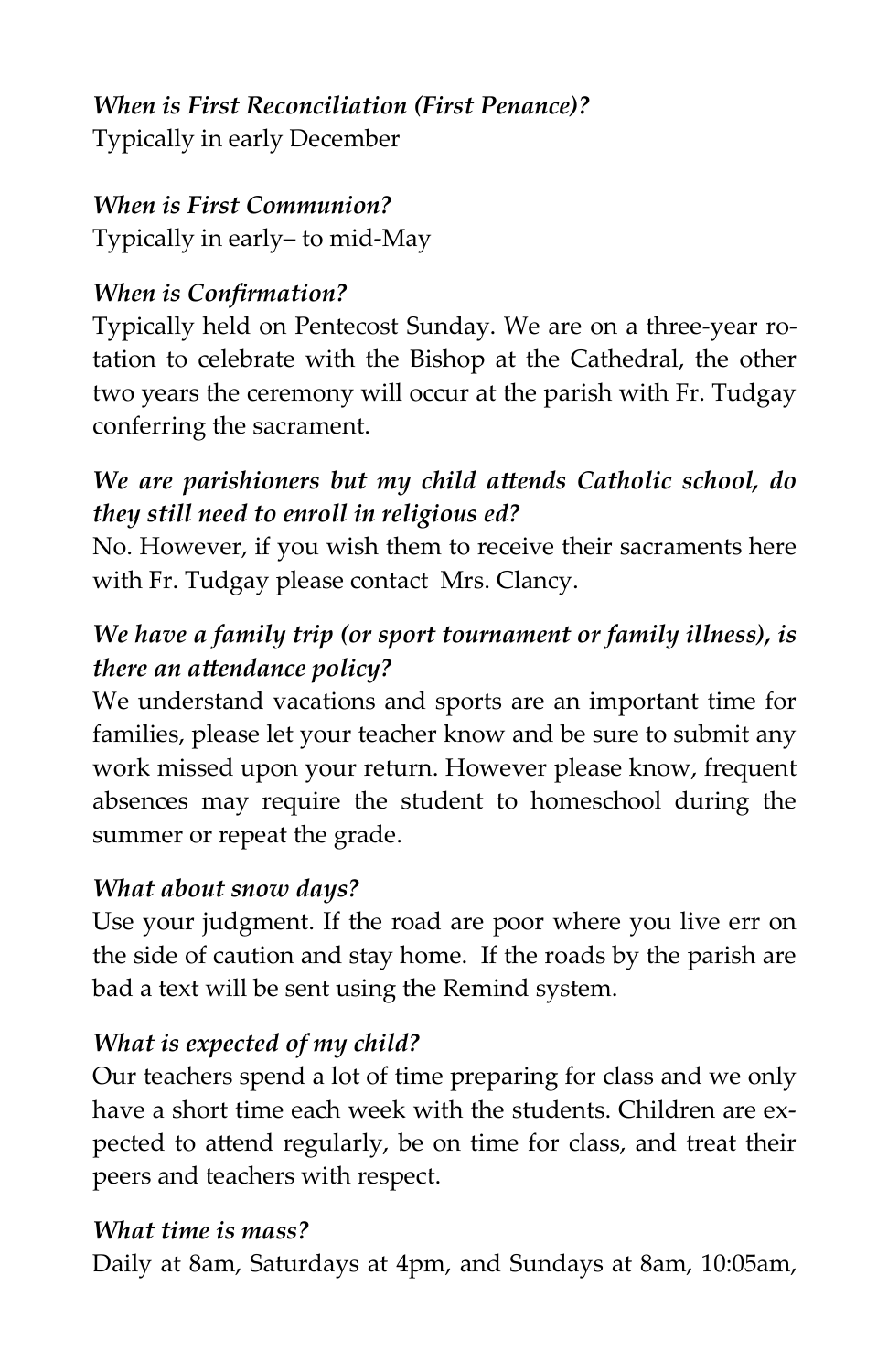*When is First Reconciliation (First Penance)?*
Typically in early December

*When is First Communion?*
Typically in early– to mid-May

*When is Confirmation?*
Typically held on Pentecost Sunday. We are on a three-year rotation to celebrate with the Bishop at the Cathedral, the other two years the ceremony will occur at the parish with Fr. Tudgay conferring the sacrament.

*We are parishioners but my child attends Catholic school, do they still need to enroll in religious ed?*
No. However, if you wish them to receive their sacraments here with Fr. Tudgay please contact Mrs. Clancy.

*We have a family trip (or sport tournament or family illness), is there an attendance policy?*
We understand vacations and sports are an important time for families, please let your teacher know and be sure to submit any work missed upon your return. However please know, frequent absences may require the student to homeschool during the summer or repeat the grade.

*What about snow days?*
Use your judgment. If the road are poor where you live err on the side of caution and stay home. If the roads by the parish are bad a text will be sent using the Remind system.

*What is expected of my child?*
Our teachers spend a lot of time preparing for class and we only have a short time each week with the students. Children are expected to attend regularly, be on time for class, and treat their peers and teachers with respect.

*What time is mass?*
Daily at 8am, Saturdays at 4pm, and Sundays at 8am, 10:05am,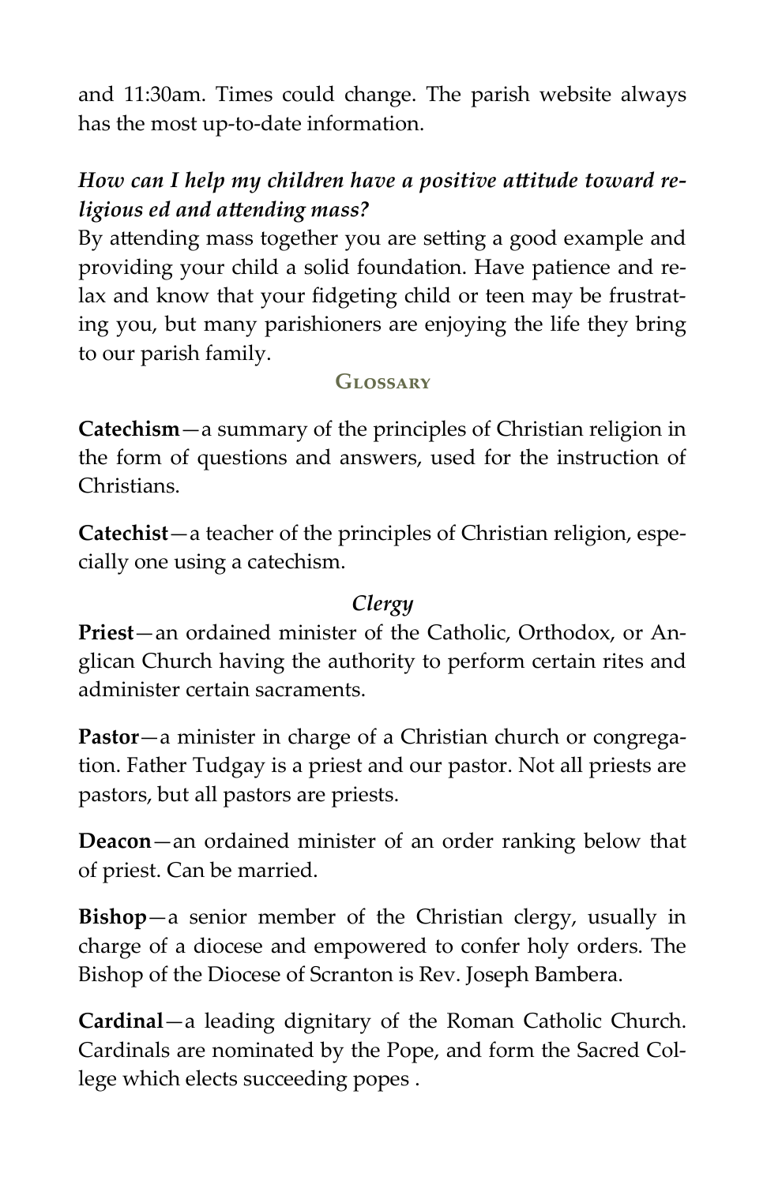and 11:30am. Times could change. The parish website always has the most up-to-date information.

***How can I help my children have a positive attitude toward religious ed and attending mass?***

By attending mass together you are setting a good example and providing your child a solid foundation. Have patience and relax and know that your fidgeting child or teen may be frustrating you, but many parishioners are enjoying the life they bring to our parish family.

## Glossary

**Catechism**—a summary of the principles of Christian religion in the form of questions and answers, used for the instruction of Christians.

**Catechist**—a teacher of the principles of Christian religion, especially one using a catechism.

### *Clergy*

**Priest**—an ordained minister of the Catholic, Orthodox, or Anglican Church having the authority to perform certain rites and administer certain sacraments.

**Pastor**—a minister in charge of a Christian church or congregation. Father Tudgay is a priest and our pastor. Not all priests are pastors, but all pastors are priests.

**Deacon**—an ordained minister of an order ranking below that of priest. Can be married.

**Bishop**—a senior member of the Christian clergy, usually in charge of a diocese and empowered to confer holy orders. The Bishop of the Diocese of Scranton is Rev. Joseph Bambera.

**Cardinal**—a leading dignitary of the Roman Catholic Church. Cardinals are nominated by the Pope, and form the Sacred College which elects succeeding popes .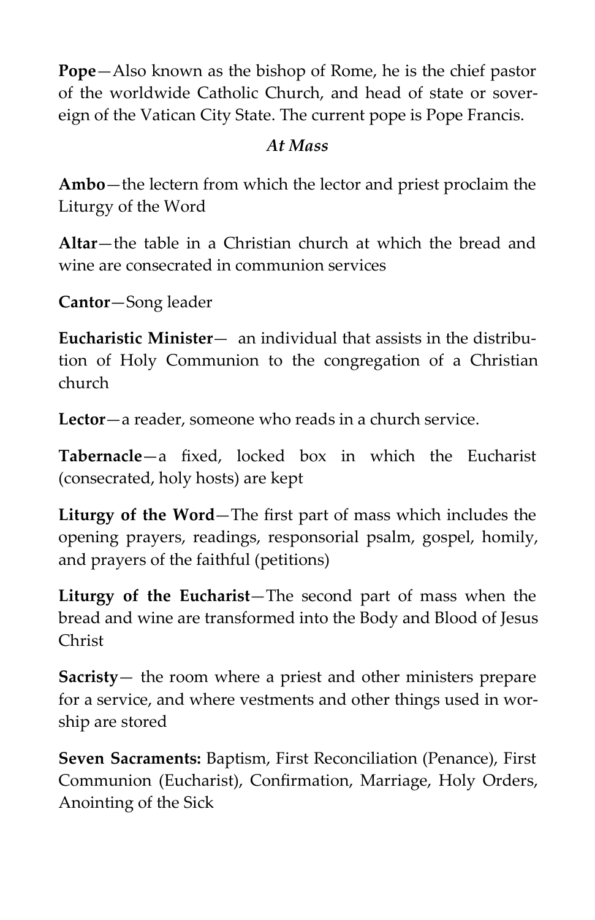**Pope**—Also known as the bishop of Rome, he is the chief pastor of the worldwide Catholic Church, and head of state or sovereign of the Vatican City State. The current pope is Pope Francis.

### *At Mass*

**Ambo**—the lectern from which the lector and priest proclaim the Liturgy of the Word

**Altar**—the table in a Christian church at which the bread and wine are consecrated in communion services

**Cantor**—Song leader

**Eucharistic Minister**— an individual that assists in the distribution of Holy Communion to the congregation of a Christian church

**Lector**—a reader, someone who reads in a church service.

**Tabernacle**—a fixed, locked box in which the Eucharist (consecrated, holy hosts) are kept

**Liturgy of the Word**—The first part of mass which includes the opening prayers, readings, responsorial psalm, gospel, homily, and prayers of the faithful (petitions)

**Liturgy of the Eucharist**—The second part of mass when the bread and wine are transformed into the Body and Blood of Jesus Christ

**Sacristy**— the room where a priest and other ministers prepare for a service, and where vestments and other things used in worship are stored

**Seven Sacraments:** Baptism, First Reconciliation (Penance), First Communion (Eucharist), Confirmation, Marriage, Holy Orders, Anointing of the Sick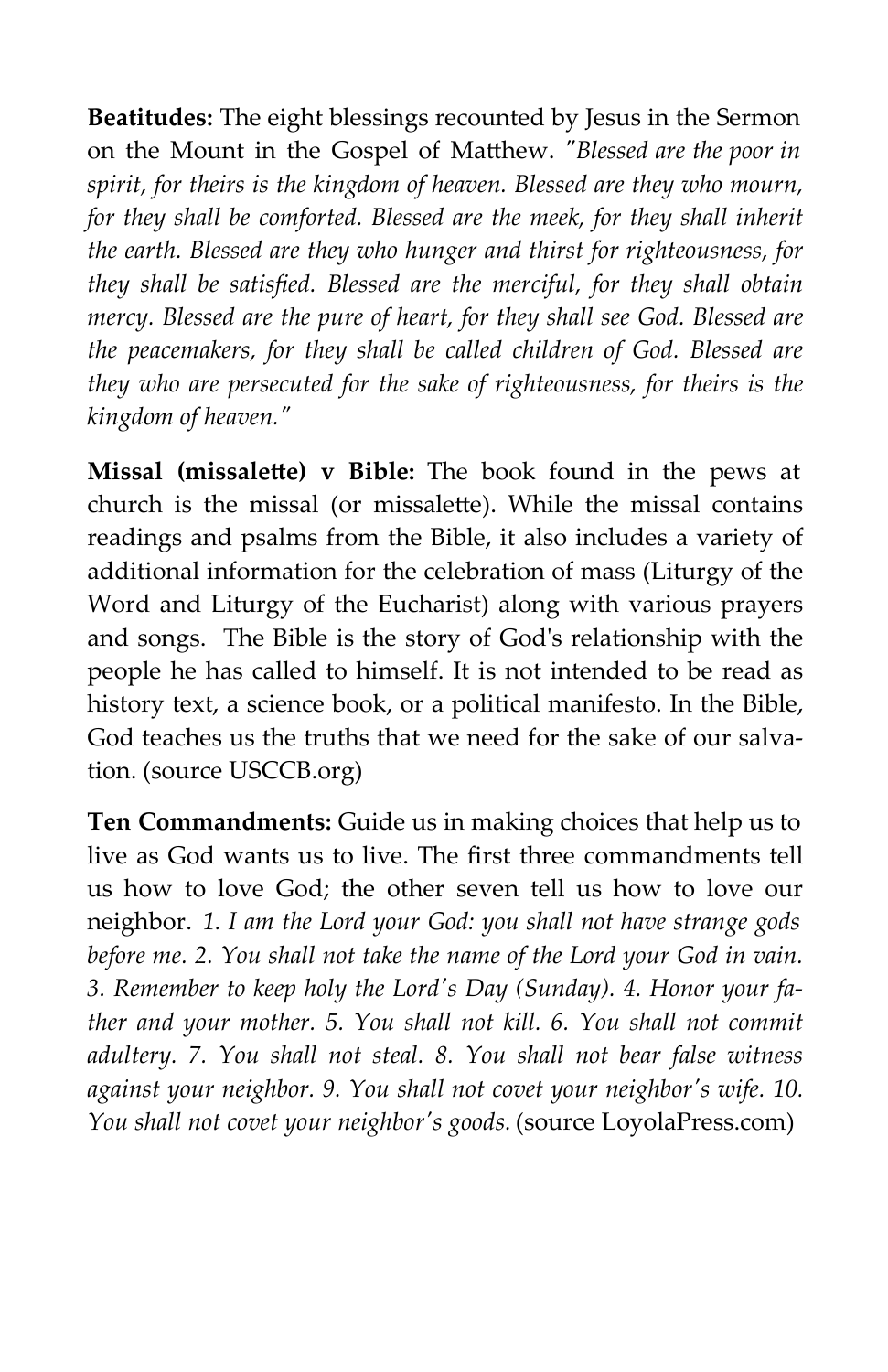**Beatitudes:** The eight blessings recounted by Jesus in the Sermon on the Mount in the Gospel of Matthew. *"Blessed are the poor in spirit, for theirs is the kingdom of heaven. Blessed are they who mourn, for they shall be comforted. Blessed are the meek, for they shall inherit the earth. Blessed are they who hunger and thirst for righteousness, for they shall be satisfied. Blessed are the merciful, for they shall obtain mercy. Blessed are the pure of heart, for they shall see God. Blessed are the peacemakers, for they shall be called children of God. Blessed are they who are persecuted for the sake of righteousness, for theirs is the kingdom of heaven."*

**Missal (missalette) v Bible:** The book found in the pews at church is the missal (or missalette). While the missal contains readings and psalms from the Bible, it also includes a variety of additional information for the celebration of mass (Liturgy of the Word and Liturgy of the Eucharist) along with various prayers and songs. The Bible is the story of God's relationship with the people he has called to himself. It is not intended to be read as history text, a science book, or a political manifesto. In the Bible, God teaches us the truths that we need for the sake of our salvation. (source USCCB.org)

**Ten Commandments:** Guide us in making choices that help us to live as God wants us to live. The first three commandments tell us how to love God; the other seven tell us how to love our neighbor. *1. I am the Lord your God: you shall not have strange gods before me. 2. You shall not take the name of the Lord your God in vain. 3. Remember to keep holy the Lord's Day (Sunday). 4. Honor your father and your mother. 5. You shall not kill. 6. You shall not commit adultery. 7. You shall not steal. 8. You shall not bear false witness against your neighbor. 9. You shall not covet your neighbor's wife. 10. You shall not covet your neighbor's goods.* (source LoyolaPress.com)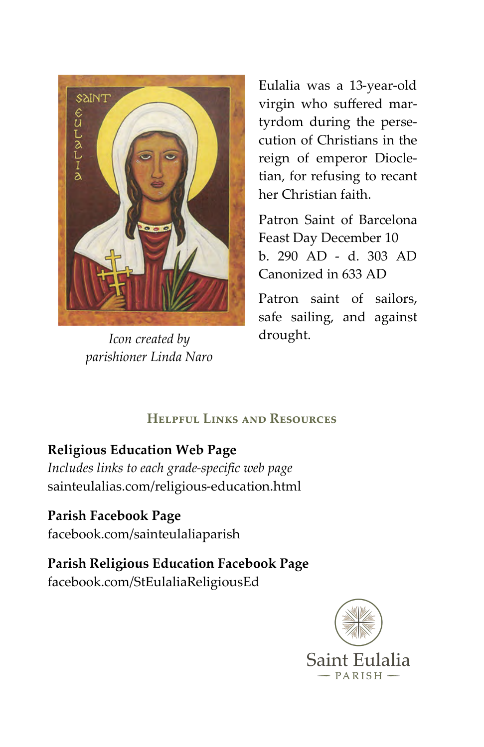*Icon created by parishioner Linda Naro*

Eulalia was a 13-year-old virgin who suffered martyrdom during the persecution of Christians in the reign of emperor Diocletian, for refusing to recant her Christian faith.

Patron Saint of Barcelona
Feast Day December 10
b. 290 AD - d. 303 AD
Canonized in 633 AD

Patron saint of sailors, safe sailing, and against drought.

## Helpful Links and Resources

**Religious Education Web Page**
*Includes links to each grade-specific web page*
sainteulalias.com/religious-education.html

**Parish Facebook Page**
facebook.com/sainteulaliaparish

**Parish Religious Education Facebook Page**
facebook.com/StEulaliaReligiousEd

Saint Eulalia
— PARISH —